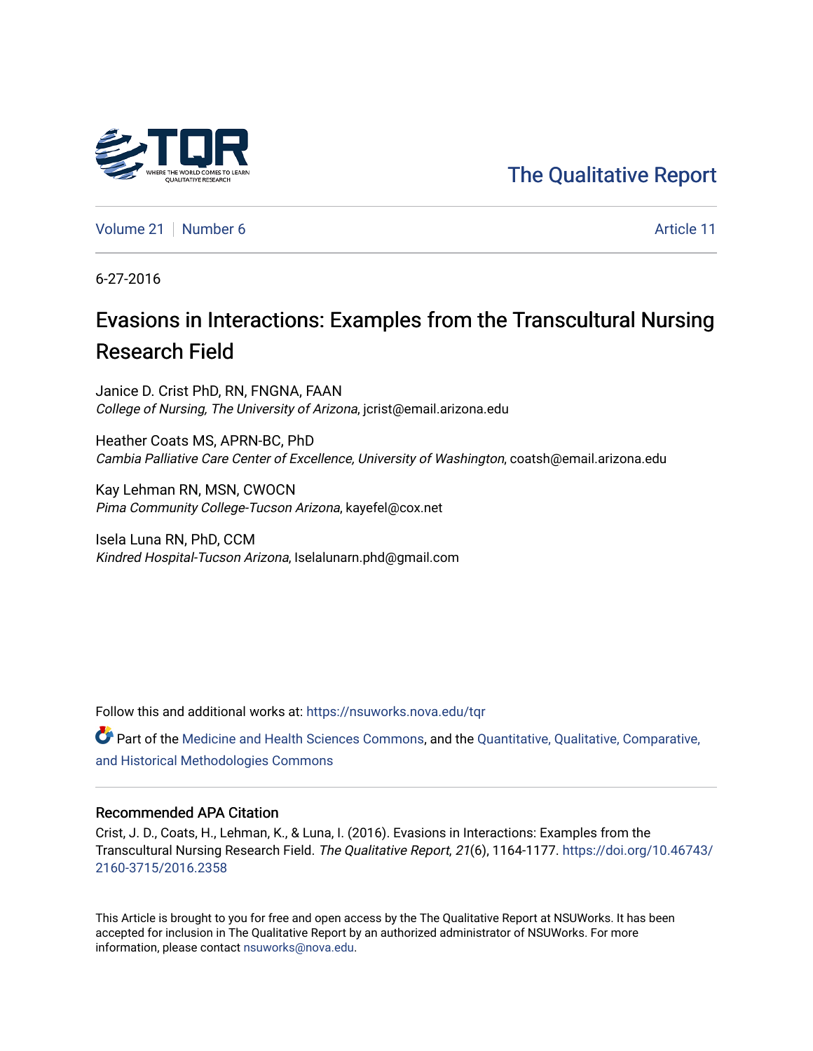The Qualitative Report

Volume 21 | Number 6 | Article 11

6-27-2016

# Evasions in Interactions: Examples from the Transcultural Nursing Research Field

Janice D. Crist PhD, RN, FNGNA, FAAN
*College of Nursing, The University of Arizona*, jcrist@email.arizona.edu

Heather Coats MS, APRN-BC, PhD
*Cambia Palliative Care Center of Excellence, University of Washington*, coatsh@email.arizona.edu

Kay Lehman RN, MSN, CWOCN
*Pima Community College-Tucson Arizona*, kayefel@cox.net

Isela Luna RN, PhD, CCM
*Kindred Hospital-Tucson Arizona*, Iselalunarn.phd@gmail.com

Follow this and additional works at: https://nsuworks.nova.edu/tqr

Part of the Medicine and Health Sciences Commons, and the Quantitative, Qualitative, Comparative, and Historical Methodologies Commons

## Recommended APA Citation

Crist, J. D., Coats, H., Lehman, K., & Luna, I. (2016). Evasions in Interactions: Examples from the Transcultural Nursing Research Field. *The Qualitative Report*, *21*(6), 1164-1177. https://doi.org/10.46743/2160-3715/2016.2358

This Article is brought to you for free and open access by the The Qualitative Report at NSUWorks. It has been accepted for inclusion in The Qualitative Report by an authorized administrator of NSUWorks. For more information, please contact nsuworks@nova.edu.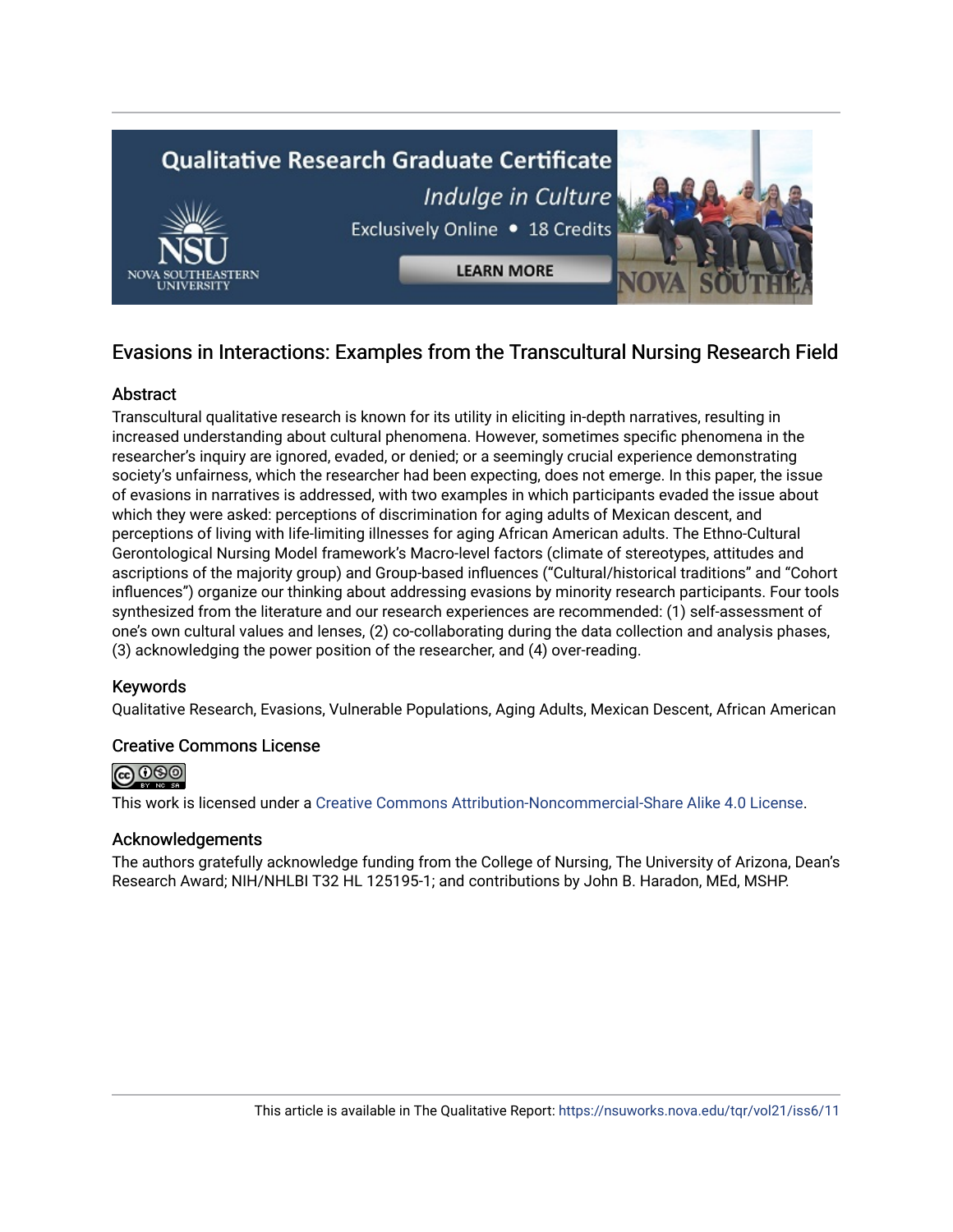## Evasions in Interactions: Examples from the Transcultural Nursing Research Field

### Abstract

Transcultural qualitative research is known for its utility in eliciting in-depth narratives, resulting in increased understanding about cultural phenomena. However, sometimes specific phenomena in the researcher's inquiry are ignored, evaded, or denied; or a seemingly crucial experience demonstrating society's unfairness, which the researcher had been expecting, does not emerge. In this paper, the issue of evasions in narratives is addressed, with two examples in which participants evaded the issue about which they were asked: perceptions of discrimination for aging adults of Mexican descent, and perceptions of living with life-limiting illnesses for aging African American adults. The Ethno-Cultural Gerontological Nursing Model framework's Macro-level factors (climate of stereotypes, attitudes and ascriptions of the majority group) and Group-based influences ("Cultural/historical traditions" and "Cohort influences") organize our thinking about addressing evasions by minority research participants. Four tools synthesized from the literature and our research experiences are recommended: (1) self-assessment of one's own cultural values and lenses, (2) co-collaborating during the data collection and analysis phases, (3) acknowledging the power position of the researcher, and (4) over-reading.

### Keywords

Qualitative Research, Evasions, Vulnerable Populations, Aging Adults, Mexican Descent, African American

### Creative Commons License

This work is licensed under a Creative Commons Attribution-Noncommercial-Share Alike 4.0 License.

### Acknowledgements

The authors gratefully acknowledge funding from the College of Nursing, The University of Arizona, Dean's Research Award; NIH/NHLBI T32 HL 125195-1; and contributions by John B. Haradon, MEd, MSHP.

This article is available in The Qualitative Report: https://nsuworks.nova.edu/tqr/vol21/iss6/11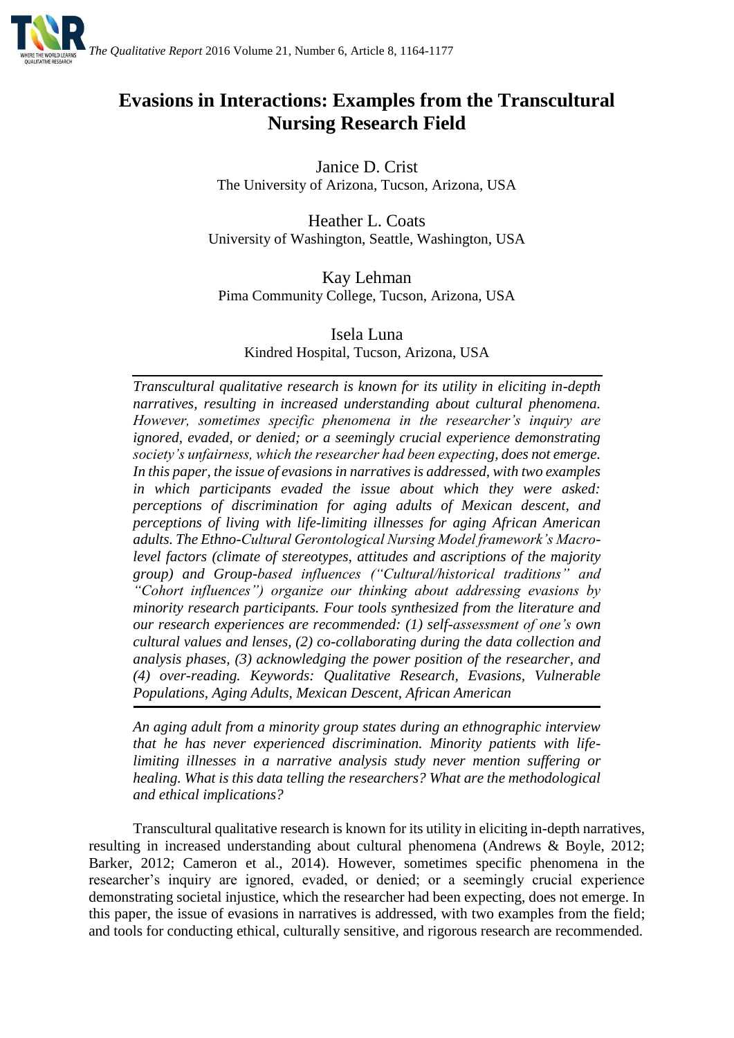# Evasions in Interactions: Examples from the Transcultural Nursing Research Field

Janice D. Crist
The University of Arizona, Tucson, Arizona, USA

Heather L. Coats
University of Washington, Seattle, Washington, USA

Kay Lehman
Pima Community College, Tucson, Arizona, USA

Isela Luna
Kindred Hospital, Tucson, Arizona, USA

---

*Transcultural qualitative research is known for its utility in eliciting in-depth narratives, resulting in increased understanding about cultural phenomena. However, sometimes specific phenomena in the researcher's inquiry are ignored, evaded, or denied; or a seemingly crucial experience demonstrating society's unfairness, which the researcher had been expecting, does not emerge. In this paper, the issue of evasions in narratives is addressed, with two examples in which participants evaded the issue about which they were asked: perceptions of discrimination for aging adults of Mexican descent, and perceptions of living with life-limiting illnesses for aging African American adults. The Ethno-Cultural Gerontological Nursing Model framework's Macro-level factors (climate of stereotypes, attitudes and ascriptions of the majority group) and Group-based influences ("Cultural/historical traditions" and "Cohort influences") organize our thinking about addressing evasions by minority research participants. Four tools synthesized from the literature and our research experiences are recommended: (1) self-assessment of one's own cultural values and lenses, (2) co-collaborating during the data collection and analysis phases, (3) acknowledging the power position of the researcher, and (4) over-reading. Keywords: Qualitative Research, Evasions, Vulnerable Populations, Aging Adults, Mexican Descent, African American*

---

*An aging adult from a minority group states during an ethnographic interview that he has never experienced discrimination. Minority patients with life-limiting illnesses in a narrative analysis study never mention suffering or healing. What is this data telling the researchers? What are the methodological and ethical implications?*

Transcultural qualitative research is known for its utility in eliciting in-depth narratives, resulting in increased understanding about cultural phenomena (Andrews & Boyle, 2012; Barker, 2012; Cameron et al., 2014). However, sometimes specific phenomena in the researcher's inquiry are ignored, evaded, or denied; or a seemingly crucial experience demonstrating societal injustice, which the researcher had been expecting, does not emerge. In this paper, the issue of evasions in narratives is addressed, with two examples from the field; and tools for conducting ethical, culturally sensitive, and rigorous research are recommended.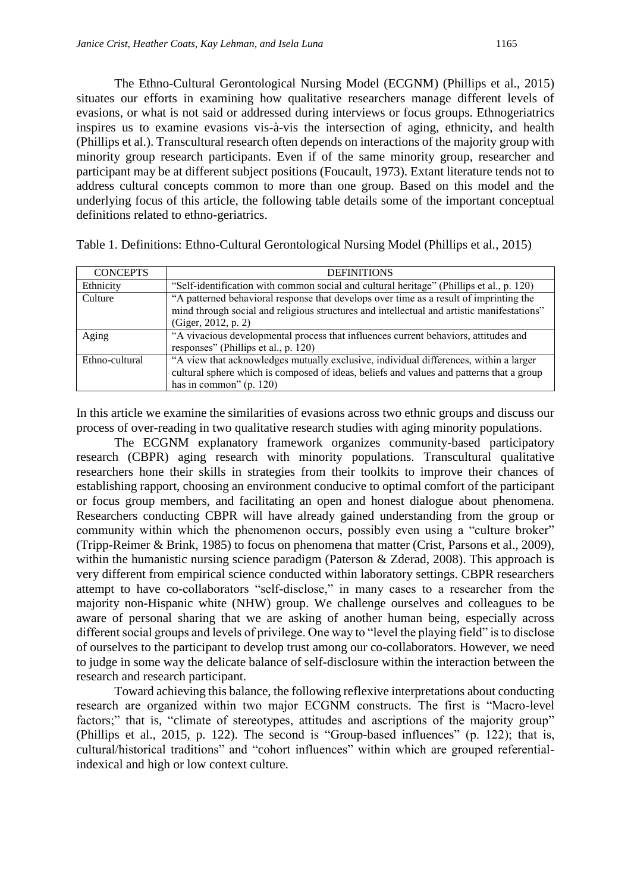The Ethno-Cultural Gerontological Nursing Model (ECGNM) (Phillips et al., 2015) situates our efforts in examining how qualitative researchers manage different levels of evasions, or what is not said or addressed during interviews or focus groups. Ethnogeriatrics inspires us to examine evasions vis-à-vis the intersection of aging, ethnicity, and health (Phillips et al.). Transcultural research often depends on interactions of the majority group with minority group research participants. Even if of the same minority group, researcher and participant may be at different subject positions (Foucault, 1973). Extant literature tends not to address cultural concepts common to more than one group. Based on this model and the underlying focus of this article, the following table details some of the important conceptual definitions related to ethno-geriatrics.

Table 1. Definitions: Ethno-Cultural Gerontological Nursing Model (Phillips et al., 2015)

| CONCEPTS | DEFINITIONS |
|---|---|
| Ethnicity | "Self-identification with common social and cultural heritage" (Phillips et al., p. 120) |
| Culture | "A patterned behavioral response that develops over time as a result of imprinting the mind through social and religious structures and intellectual and artistic manifestations" (Giger, 2012, p. 2) |
| Aging | "A vivacious developmental process that influences current behaviors, attitudes and responses" (Phillips et al., p. 120) |
| Ethno-cultural | "A view that acknowledges mutually exclusive, individual differences, within a larger cultural sphere which is composed of ideas, beliefs and values and patterns that a group has in common" (p. 120) |

In this article we examine the similarities of evasions across two ethnic groups and discuss our process of over-reading in two qualitative research studies with aging minority populations.

The ECGNM explanatory framework organizes community-based participatory research (CBPR) aging research with minority populations. Transcultural qualitative researchers hone their skills in strategies from their toolkits to improve their chances of establishing rapport, choosing an environment conducive to optimal comfort of the participant or focus group members, and facilitating an open and honest dialogue about phenomena. Researchers conducting CBPR will have already gained understanding from the group or community within which the phenomenon occurs, possibly even using a "culture broker" (Tripp-Reimer & Brink, 1985) to focus on phenomena that matter (Crist, Parsons et al., 2009), within the humanistic nursing science paradigm (Paterson & Zderad, 2008). This approach is very different from empirical science conducted within laboratory settings. CBPR researchers attempt to have co-collaborators "self-disclose," in many cases to a researcher from the majority non-Hispanic white (NHW) group. We challenge ourselves and colleagues to be aware of personal sharing that we are asking of another human being, especially across different social groups and levels of privilege. One way to "level the playing field" is to disclose of ourselves to the participant to develop trust among our co-collaborators. However, we need to judge in some way the delicate balance of self-disclosure within the interaction between the research and research participant.

Toward achieving this balance, the following reflexive interpretations about conducting research are organized within two major ECGNM constructs. The first is "Macro-level factors;" that is, "climate of stereotypes, attitudes and ascriptions of the majority group" (Phillips et al., 2015, p. 122). The second is "Group-based influences" (p. 122); that is, cultural/historical traditions" and "cohort influences" within which are grouped referential-indexical and high or low context culture.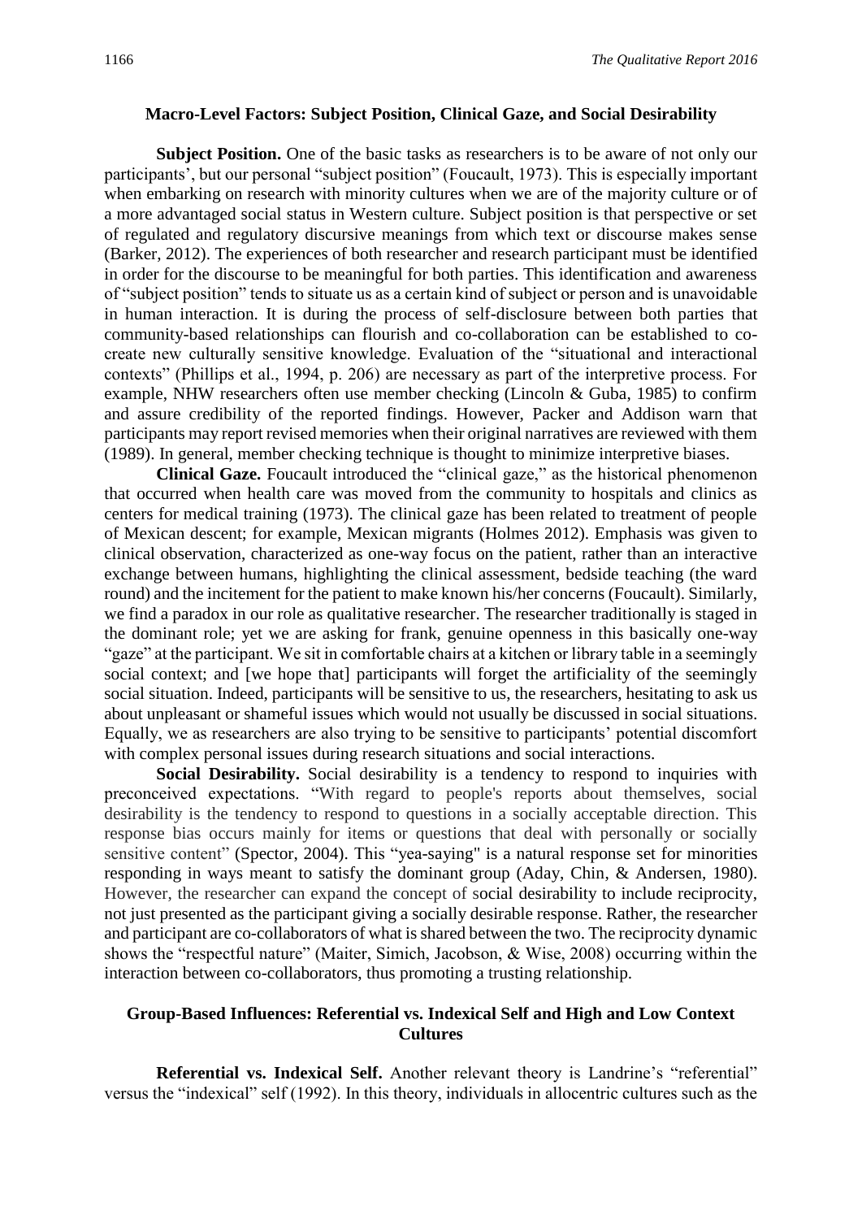## Macro-Level Factors: Subject Position, Clinical Gaze, and Social Desirability

**Subject Position.** One of the basic tasks as researchers is to be aware of not only our participants', but our personal "subject position" (Foucault, 1973). This is especially important when embarking on research with minority cultures when we are of the majority culture or of a more advantaged social status in Western culture. Subject position is that perspective or set of regulated and regulatory discursive meanings from which text or discourse makes sense (Barker, 2012). The experiences of both researcher and research participant must be identified in order for the discourse to be meaningful for both parties. This identification and awareness of "subject position" tends to situate us as a certain kind of subject or person and is unavoidable in human interaction. It is during the process of self-disclosure between both parties that community-based relationships can flourish and co-collaboration can be established to co-create new culturally sensitive knowledge. Evaluation of the "situational and interactional contexts" (Phillips et al., 1994, p. 206) are necessary as part of the interpretive process. For example, NHW researchers often use member checking (Lincoln & Guba, 1985) to confirm and assure credibility of the reported findings. However, Packer and Addison warn that participants may report revised memories when their original narratives are reviewed with them (1989). In general, member checking technique is thought to minimize interpretive biases.

**Clinical Gaze.** Foucault introduced the "clinical gaze," as the historical phenomenon that occurred when health care was moved from the community to hospitals and clinics as centers for medical training (1973). The clinical gaze has been related to treatment of people of Mexican descent; for example, Mexican migrants (Holmes 2012). Emphasis was given to clinical observation, characterized as one-way focus on the patient, rather than an interactive exchange between humans, highlighting the clinical assessment, bedside teaching (the ward round) and the incitement for the patient to make known his/her concerns (Foucault). Similarly, we find a paradox in our role as qualitative researcher. The researcher traditionally is staged in the dominant role; yet we are asking for frank, genuine openness in this basically one-way "gaze" at the participant. We sit in comfortable chairs at a kitchen or library table in a seemingly social context; and [we hope that] participants will forget the artificiality of the seemingly social situation. Indeed, participants will be sensitive to us, the researchers, hesitating to ask us about unpleasant or shameful issues which would not usually be discussed in social situations. Equally, we as researchers are also trying to be sensitive to participants' potential discomfort with complex personal issues during research situations and social interactions.

**Social Desirability.** Social desirability is a tendency to respond to inquiries with preconceived expectations. "With regard to people's reports about themselves, social desirability is the tendency to respond to questions in a socially acceptable direction. This response bias occurs mainly for items or questions that deal with personally or socially sensitive content" (Spector, 2004). This "yea-saying" is a natural response set for minorities responding in ways meant to satisfy the dominant group (Aday, Chin, & Andersen, 1980). However, the researcher can expand the concept of social desirability to include reciprocity, not just presented as the participant giving a socially desirable response. Rather, the researcher and participant are co-collaborators of what is shared between the two. The reciprocity dynamic shows the "respectful nature" (Maiter, Simich, Jacobson, & Wise, 2008) occurring within the interaction between co-collaborators, thus promoting a trusting relationship.

## Group-Based Influences: Referential vs. Indexical Self and High and Low Context Cultures

**Referential vs. Indexical Self.** Another relevant theory is Landrine's "referential" versus the "indexical" self (1992). In this theory, individuals in allocentric cultures such as the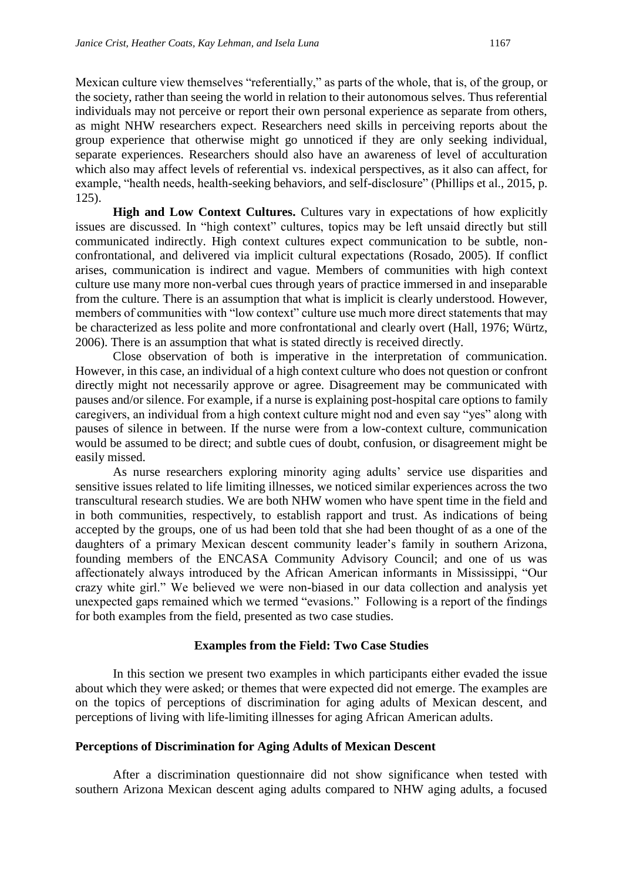Mexican culture view themselves "referentially," as parts of the whole, that is, of the group, or the society, rather than seeing the world in relation to their autonomous selves. Thus referential individuals may not perceive or report their own personal experience as separate from others, as might NHW researchers expect. Researchers need skills in perceiving reports about the group experience that otherwise might go unnoticed if they are only seeking individual, separate experiences. Researchers should also have an awareness of level of acculturation which also may affect levels of referential vs. indexical perspectives, as it also can affect, for example, "health needs, health-seeking behaviors, and self-disclosure" (Phillips et al., 2015, p. 125).

**High and Low Context Cultures.** Cultures vary in expectations of how explicitly issues are discussed. In "high context" cultures, topics may be left unsaid directly but still communicated indirectly. High context cultures expect communication to be subtle, non-confrontational, and delivered via implicit cultural expectations (Rosado, 2005). If conflict arises, communication is indirect and vague. Members of communities with high context culture use many more non-verbal cues through years of practice immersed in and inseparable from the culture. There is an assumption that what is implicit is clearly understood. However, members of communities with "low context" culture use much more direct statements that may be characterized as less polite and more confrontational and clearly overt (Hall, 1976; Würtz, 2006). There is an assumption that what is stated directly is received directly.

Close observation of both is imperative in the interpretation of communication. However, in this case, an individual of a high context culture who does not question or confront directly might not necessarily approve or agree. Disagreement may be communicated with pauses and/or silence. For example, if a nurse is explaining post-hospital care options to family caregivers, an individual from a high context culture might nod and even say "yes" along with pauses of silence in between. If the nurse were from a low-context culture, communication would be assumed to be direct; and subtle cues of doubt, confusion, or disagreement might be easily missed.

As nurse researchers exploring minority aging adults' service use disparities and sensitive issues related to life limiting illnesses, we noticed similar experiences across the two transcultural research studies. We are both NHW women who have spent time in the field and in both communities, respectively, to establish rapport and trust. As indications of being accepted by the groups, one of us had been told that she had been thought of as a one of the daughters of a primary Mexican descent community leader's family in southern Arizona, founding members of the ENCASA Community Advisory Council; and one of us was affectionately always introduced by the African American informants in Mississippi, "Our crazy white girl." We believed we were non-biased in our data collection and analysis yet unexpected gaps remained which we termed "evasions." Following is a report of the findings for both examples from the field, presented as two case studies.

## Examples from the Field: Two Case Studies

In this section we present two examples in which participants either evaded the issue about which they were asked; or themes that were expected did not emerge. The examples are on the topics of perceptions of discrimination for aging adults of Mexican descent, and perceptions of living with life-limiting illnesses for aging African American adults.

### Perceptions of Discrimination for Aging Adults of Mexican Descent

After a discrimination questionnaire did not show significance when tested with southern Arizona Mexican descent aging adults compared to NHW aging adults, a focused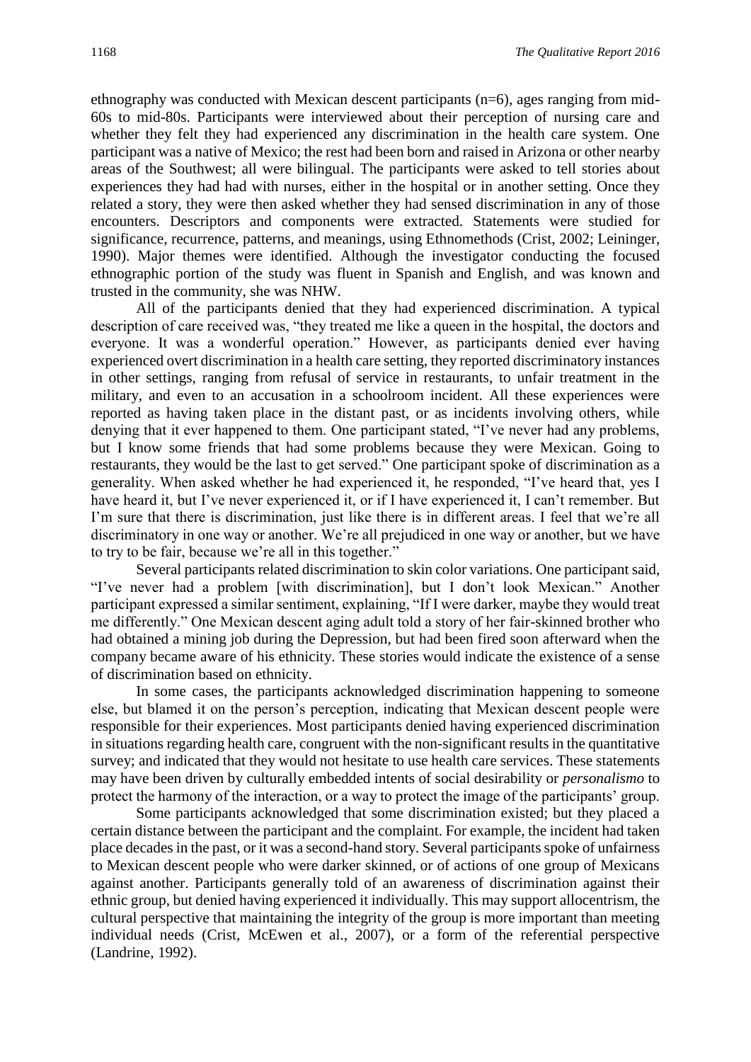ethnography was conducted with Mexican descent participants (n=6), ages ranging from mid-60s to mid-80s. Participants were interviewed about their perception of nursing care and whether they felt they had experienced any discrimination in the health care system. One participant was a native of Mexico; the rest had been born and raised in Arizona or other nearby areas of the Southwest; all were bilingual. The participants were asked to tell stories about experiences they had had with nurses, either in the hospital or in another setting. Once they related a story, they were then asked whether they had sensed discrimination in any of those encounters. Descriptors and components were extracted. Statements were studied for significance, recurrence, patterns, and meanings, using Ethnomethods (Crist, 2002; Leininger, 1990). Major themes were identified. Although the investigator conducting the focused ethnographic portion of the study was fluent in Spanish and English, and was known and trusted in the community, she was NHW.

All of the participants denied that they had experienced discrimination. A typical description of care received was, "they treated me like a queen in the hospital, the doctors and everyone. It was a wonderful operation." However, as participants denied ever having experienced overt discrimination in a health care setting, they reported discriminatory instances in other settings, ranging from refusal of service in restaurants, to unfair treatment in the military, and even to an accusation in a schoolroom incident. All these experiences were reported as having taken place in the distant past, or as incidents involving others, while denying that it ever happened to them. One participant stated, "I've never had any problems, but I know some friends that had some problems because they were Mexican. Going to restaurants, they would be the last to get served." One participant spoke of discrimination as a generality. When asked whether he had experienced it, he responded, "I've heard that, yes I have heard it, but I've never experienced it, or if I have experienced it, I can't remember. But I'm sure that there is discrimination, just like there is in different areas. I feel that we're all discriminatory in one way or another. We're all prejudiced in one way or another, but we have to try to be fair, because we're all in this together."

Several participants related discrimination to skin color variations. One participant said, "I've never had a problem [with discrimination], but I don't look Mexican." Another participant expressed a similar sentiment, explaining, "If I were darker, maybe they would treat me differently." One Mexican descent aging adult told a story of her fair-skinned brother who had obtained a mining job during the Depression, but had been fired soon afterward when the company became aware of his ethnicity. These stories would indicate the existence of a sense of discrimination based on ethnicity.

In some cases, the participants acknowledged discrimination happening to someone else, but blamed it on the person's perception, indicating that Mexican descent people were responsible for their experiences. Most participants denied having experienced discrimination in situations regarding health care, congruent with the non-significant results in the quantitative survey; and indicated that they would not hesitate to use health care services. These statements may have been driven by culturally embedded intents of social desirability or *personalismo* to protect the harmony of the interaction, or a way to protect the image of the participants' group.

Some participants acknowledged that some discrimination existed; but they placed a certain distance between the participant and the complaint. For example, the incident had taken place decades in the past, or it was a second-hand story. Several participants spoke of unfairness to Mexican descent people who were darker skinned, or of actions of one group of Mexicans against another. Participants generally told of an awareness of discrimination against their ethnic group, but denied having experienced it individually. This may support allocentrism, the cultural perspective that maintaining the integrity of the group is more important than meeting individual needs (Crist, McEwen et al., 2007), or a form of the referential perspective (Landrine, 1992).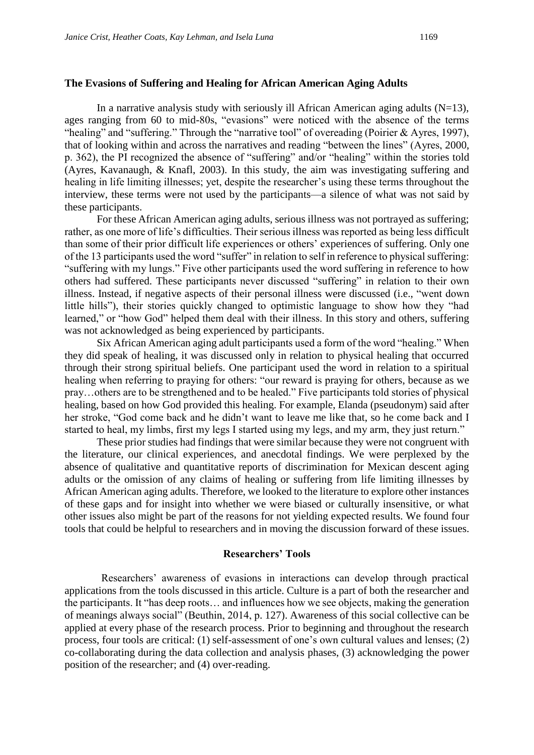**The Evasions of Suffering and Healing for African American Aging Adults**

In a narrative analysis study with seriously ill African American aging adults (N=13), ages ranging from 60 to mid-80s, "evasions" were noticed with the absence of the terms "healing" and "suffering." Through the "narrative tool" of overeading (Poirier & Ayres, 1997), that of looking within and across the narratives and reading "between the lines" (Ayres, 2000, p. 362), the PI recognized the absence of "suffering" and/or "healing" within the stories told (Ayres, Kavanaugh, & Knafl, 2003). In this study, the aim was investigating suffering and healing in life limiting illnesses; yet, despite the researcher's using these terms throughout the interview, these terms were not used by the participants—a silence of what was not said by these participants.

For these African American aging adults, serious illness was not portrayed as suffering; rather, as one more of life's difficulties. Their serious illness was reported as being less difficult than some of their prior difficult life experiences or others' experiences of suffering. Only one of the 13 participants used the word "suffer" in relation to self in reference to physical suffering: "suffering with my lungs." Five other participants used the word suffering in reference to how others had suffered. These participants never discussed "suffering" in relation to their own illness. Instead, if negative aspects of their personal illness were discussed (i.e., "went down little hills"), their stories quickly changed to optimistic language to show how they "had learned," or "how God" helped them deal with their illness. In this story and others, suffering was not acknowledged as being experienced by participants.

Six African American aging adult participants used a form of the word "healing." When they did speak of healing, it was discussed only in relation to physical healing that occurred through their strong spiritual beliefs. One participant used the word in relation to a spiritual healing when referring to praying for others: "our reward is praying for others, because as we pray…others are to be strengthened and to be healed." Five participants told stories of physical healing, based on how God provided this healing. For example, Elanda (pseudonym) said after her stroke, "God come back and he didn't want to leave me like that, so he come back and I started to heal, my limbs, first my legs I started using my legs, and my arm, they just return."

These prior studies had findings that were similar because they were not congruent with the literature, our clinical experiences, and anecdotal findings. We were perplexed by the absence of qualitative and quantitative reports of discrimination for Mexican descent aging adults or the omission of any claims of healing or suffering from life limiting illnesses by African American aging adults. Therefore, we looked to the literature to explore other instances of these gaps and for insight into whether we were biased or culturally insensitive, or what other issues also might be part of the reasons for not yielding expected results. We found four tools that could be helpful to researchers and in moving the discussion forward of these issues.

## Researchers' Tools

Researchers' awareness of evasions in interactions can develop through practical applications from the tools discussed in this article. Culture is a part of both the researcher and the participants. It "has deep roots… and influences how we see objects, making the generation of meanings always social" (Beuthin, 2014, p. 127). Awareness of this social collective can be applied at every phase of the research process. Prior to beginning and throughout the research process, four tools are critical: (1) self-assessment of one's own cultural values and lenses; (2) co-collaborating during the data collection and analysis phases, (3) acknowledging the power position of the researcher; and (4) over-reading.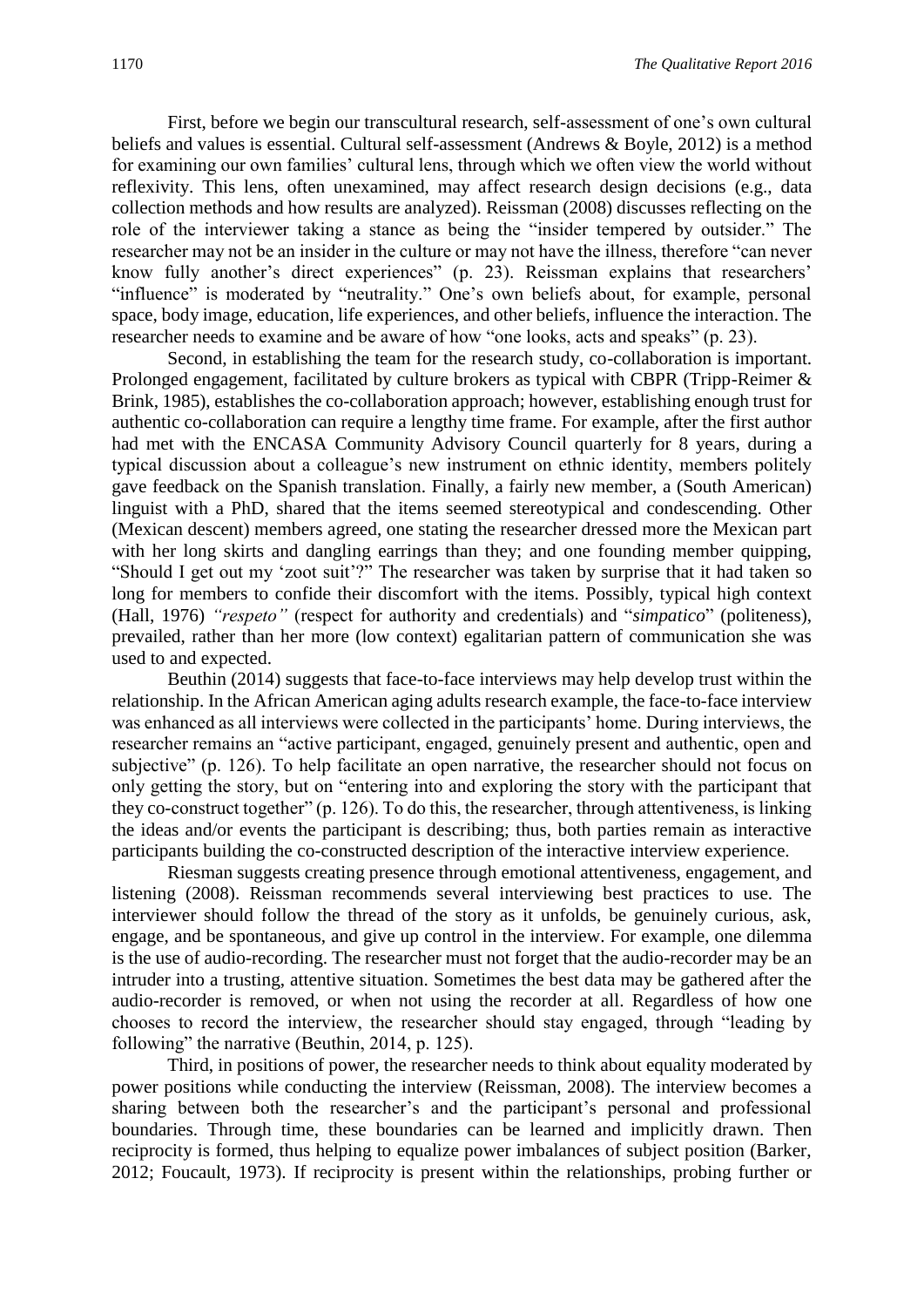First, before we begin our transcultural research, self-assessment of one's own cultural beliefs and values is essential. Cultural self-assessment (Andrews & Boyle, 2012) is a method for examining our own families' cultural lens, through which we often view the world without reflexivity. This lens, often unexamined, may affect research design decisions (e.g., data collection methods and how results are analyzed). Reissman (2008) discusses reflecting on the role of the interviewer taking a stance as being the "insider tempered by outsider." The researcher may not be an insider in the culture or may not have the illness, therefore "can never know fully another's direct experiences" (p. 23). Reissman explains that researchers' "influence" is moderated by "neutrality." One's own beliefs about, for example, personal space, body image, education, life experiences, and other beliefs, influence the interaction. The researcher needs to examine and be aware of how "one looks, acts and speaks" (p. 23).

Second, in establishing the team for the research study, co-collaboration is important. Prolonged engagement, facilitated by culture brokers as typical with CBPR (Tripp-Reimer & Brink, 1985), establishes the co-collaboration approach; however, establishing enough trust for authentic co-collaboration can require a lengthy time frame. For example, after the first author had met with the ENCASA Community Advisory Council quarterly for 8 years, during a typical discussion about a colleague's new instrument on ethnic identity, members politely gave feedback on the Spanish translation. Finally, a fairly new member, a (South American) linguist with a PhD, shared that the items seemed stereotypical and condescending. Other (Mexican descent) members agreed, one stating the researcher dressed more the Mexican part with her long skirts and dangling earrings than they; and one founding member quipping, "Should I get out my 'zoot suit'?" The researcher was taken by surprise that it had taken so long for members to confide their discomfort with the items. Possibly, typical high context (Hall, 1976) *"respeto"* (respect for authority and credentials) and "*simpatico*" (politeness), prevailed, rather than her more (low context) egalitarian pattern of communication she was used to and expected.

Beuthin (2014) suggests that face-to-face interviews may help develop trust within the relationship. In the African American aging adults research example, the face-to-face interview was enhanced as all interviews were collected in the participants' home. During interviews, the researcher remains an "active participant, engaged, genuinely present and authentic, open and subjective" (p. 126). To help facilitate an open narrative, the researcher should not focus on only getting the story, but on "entering into and exploring the story with the participant that they co-construct together" (p. 126). To do this, the researcher, through attentiveness, is linking the ideas and/or events the participant is describing; thus, both parties remain as interactive participants building the co-constructed description of the interactive interview experience.

Riesman suggests creating presence through emotional attentiveness, engagement, and listening (2008). Reissman recommends several interviewing best practices to use. The interviewer should follow the thread of the story as it unfolds, be genuinely curious, ask, engage, and be spontaneous, and give up control in the interview. For example, one dilemma is the use of audio-recording. The researcher must not forget that the audio-recorder may be an intruder into a trusting, attentive situation. Sometimes the best data may be gathered after the audio-recorder is removed, or when not using the recorder at all. Regardless of how one chooses to record the interview, the researcher should stay engaged, through "leading by following" the narrative (Beuthin, 2014, p. 125).

Third, in positions of power, the researcher needs to think about equality moderated by power positions while conducting the interview (Reissman, 2008). The interview becomes a sharing between both the researcher's and the participant's personal and professional boundaries. Through time, these boundaries can be learned and implicitly drawn. Then reciprocity is formed, thus helping to equalize power imbalances of subject position (Barker, 2012; Foucault, 1973). If reciprocity is present within the relationships, probing further or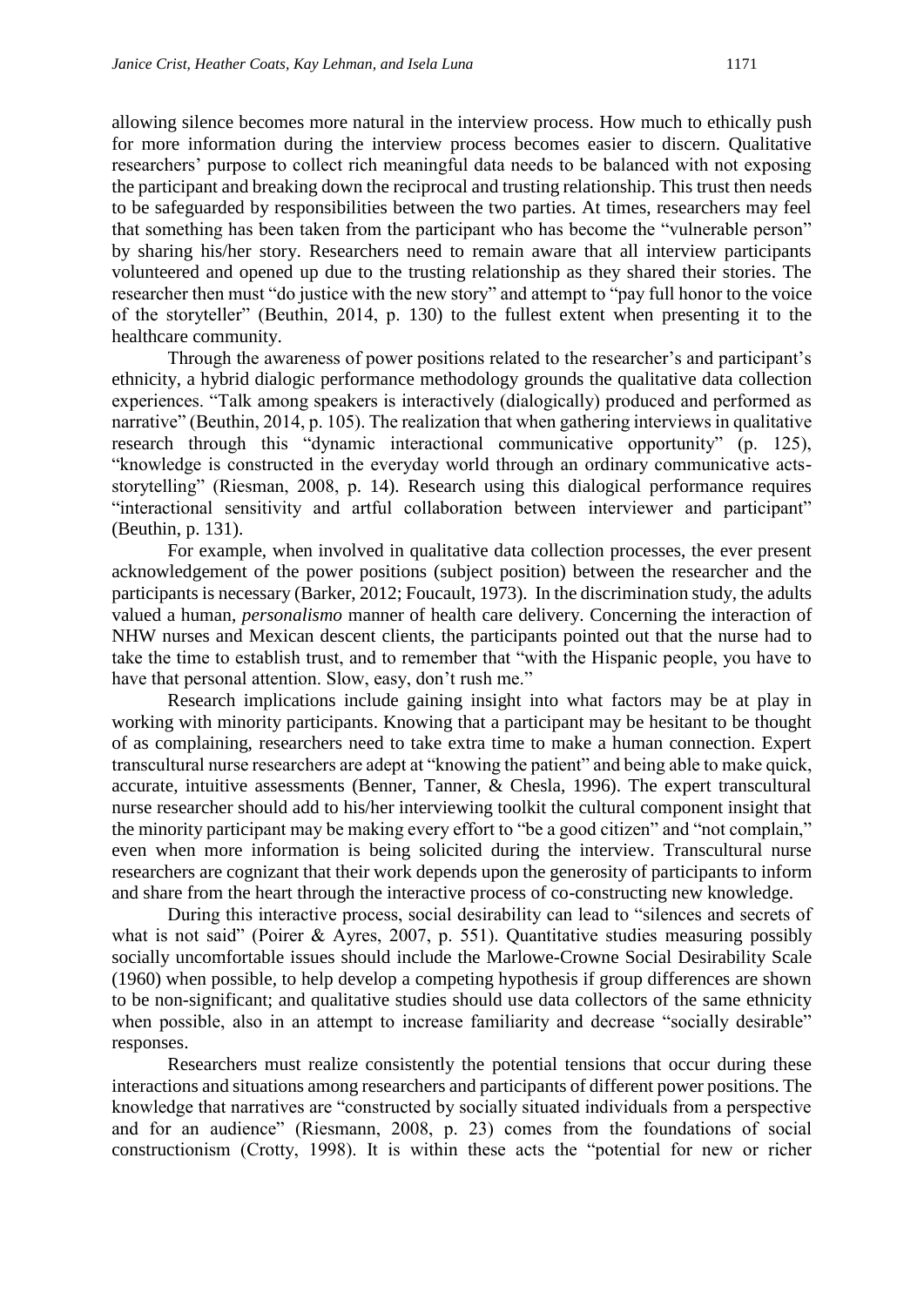allowing silence becomes more natural in the interview process. How much to ethically push for more information during the interview process becomes easier to discern. Qualitative researchers' purpose to collect rich meaningful data needs to be balanced with not exposing the participant and breaking down the reciprocal and trusting relationship. This trust then needs to be safeguarded by responsibilities between the two parties. At times, researchers may feel that something has been taken from the participant who has become the "vulnerable person" by sharing his/her story. Researchers need to remain aware that all interview participants volunteered and opened up due to the trusting relationship as they shared their stories. The researcher then must "do justice with the new story" and attempt to "pay full honor to the voice of the storyteller" (Beuthin, 2014, p. 130) to the fullest extent when presenting it to the healthcare community.

Through the awareness of power positions related to the researcher's and participant's ethnicity, a hybrid dialogic performance methodology grounds the qualitative data collection experiences. "Talk among speakers is interactively (dialogically) produced and performed as narrative" (Beuthin, 2014, p. 105). The realization that when gathering interviews in qualitative research through this "dynamic interactional communicative opportunity" (p. 125), "knowledge is constructed in the everyday world through an ordinary communicative acts-storytelling" (Riesman, 2008, p. 14). Research using this dialogical performance requires "interactional sensitivity and artful collaboration between interviewer and participant" (Beuthin, p. 131).

For example, when involved in qualitative data collection processes, the ever present acknowledgement of the power positions (subject position) between the researcher and the participants is necessary (Barker, 2012; Foucault, 1973). In the discrimination study, the adults valued a human, *personalismo* manner of health care delivery. Concerning the interaction of NHW nurses and Mexican descent clients, the participants pointed out that the nurse had to take the time to establish trust, and to remember that "with the Hispanic people, you have to have that personal attention. Slow, easy, don't rush me."

Research implications include gaining insight into what factors may be at play in working with minority participants. Knowing that a participant may be hesitant to be thought of as complaining, researchers need to take extra time to make a human connection. Expert transcultural nurse researchers are adept at "knowing the patient" and being able to make quick, accurate, intuitive assessments (Benner, Tanner, & Chesla, 1996). The expert transcultural nurse researcher should add to his/her interviewing toolkit the cultural component insight that the minority participant may be making every effort to "be a good citizen" and "not complain," even when more information is being solicited during the interview. Transcultural nurse researchers are cognizant that their work depends upon the generosity of participants to inform and share from the heart through the interactive process of co-constructing new knowledge.

During this interactive process, social desirability can lead to "silences and secrets of what is not said" (Poirer & Ayres, 2007, p. 551). Quantitative studies measuring possibly socially uncomfortable issues should include the Marlowe-Crowne Social Desirability Scale (1960) when possible, to help develop a competing hypothesis if group differences are shown to be non-significant; and qualitative studies should use data collectors of the same ethnicity when possible, also in an attempt to increase familiarity and decrease "socially desirable" responses.

Researchers must realize consistently the potential tensions that occur during these interactions and situations among researchers and participants of different power positions. The knowledge that narratives are "constructed by socially situated individuals from a perspective and for an audience" (Riesmann, 2008, p. 23) comes from the foundations of social constructionism (Crotty, 1998). It is within these acts the "potential for new or richer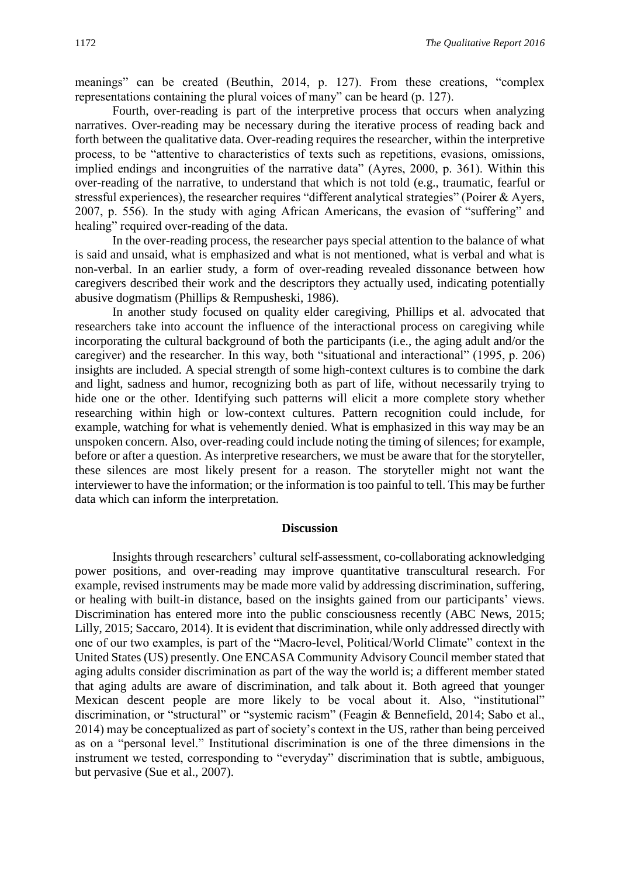meanings" can be created (Beuthin, 2014, p. 127). From these creations, "complex representations containing the plural voices of many" can be heard (p. 127).

Fourth, over-reading is part of the interpretive process that occurs when analyzing narratives. Over-reading may be necessary during the iterative process of reading back and forth between the qualitative data. Over-reading requires the researcher, within the interpretive process, to be "attentive to characteristics of texts such as repetitions, evasions, omissions, implied endings and incongruities of the narrative data" (Ayres, 2000, p. 361). Within this over-reading of the narrative, to understand that which is not told (e.g., traumatic, fearful or stressful experiences), the researcher requires "different analytical strategies" (Poirer & Ayers, 2007, p. 556). In the study with aging African Americans, the evasion of "suffering" and healing" required over-reading of the data.

In the over-reading process, the researcher pays special attention to the balance of what is said and unsaid, what is emphasized and what is not mentioned, what is verbal and what is non-verbal. In an earlier study, a form of over-reading revealed dissonance between how caregivers described their work and the descriptors they actually used, indicating potentially abusive dogmatism (Phillips & Rempusheski, 1986).

In another study focused on quality elder caregiving, Phillips et al. advocated that researchers take into account the influence of the interactional process on caregiving while incorporating the cultural background of both the participants (i.e., the aging adult and/or the caregiver) and the researcher. In this way, both "situational and interactional" (1995, p. 206) insights are included. A special strength of some high-context cultures is to combine the dark and light, sadness and humor, recognizing both as part of life, without necessarily trying to hide one or the other. Identifying such patterns will elicit a more complete story whether researching within high or low-context cultures. Pattern recognition could include, for example, watching for what is vehemently denied. What is emphasized in this way may be an unspoken concern. Also, over-reading could include noting the timing of silences; for example, before or after a question. As interpretive researchers, we must be aware that for the storyteller, these silences are most likely present for a reason. The storyteller might not want the interviewer to have the information; or the information is too painful to tell. This may be further data which can inform the interpretation.

## Discussion

Insights through researchers' cultural self-assessment, co-collaborating acknowledging power positions, and over-reading may improve quantitative transcultural research. For example, revised instruments may be made more valid by addressing discrimination, suffering, or healing with built-in distance, based on the insights gained from our participants' views. Discrimination has entered more into the public consciousness recently (ABC News, 2015; Lilly, 2015; Saccaro, 2014). It is evident that discrimination, while only addressed directly with one of our two examples, is part of the "Macro-level, Political/World Climate" context in the United States (US) presently. One ENCASA Community Advisory Council member stated that aging adults consider discrimination as part of the way the world is; a different member stated that aging adults are aware of discrimination, and talk about it. Both agreed that younger Mexican descent people are more likely to be vocal about it. Also, "institutional" discrimination, or "structural" or "systemic racism" (Feagin & Bennefield, 2014; Sabo et al., 2014) may be conceptualized as part of society's context in the US, rather than being perceived as on a "personal level." Institutional discrimination is one of the three dimensions in the instrument we tested, corresponding to "everyday" discrimination that is subtle, ambiguous, but pervasive (Sue et al., 2007).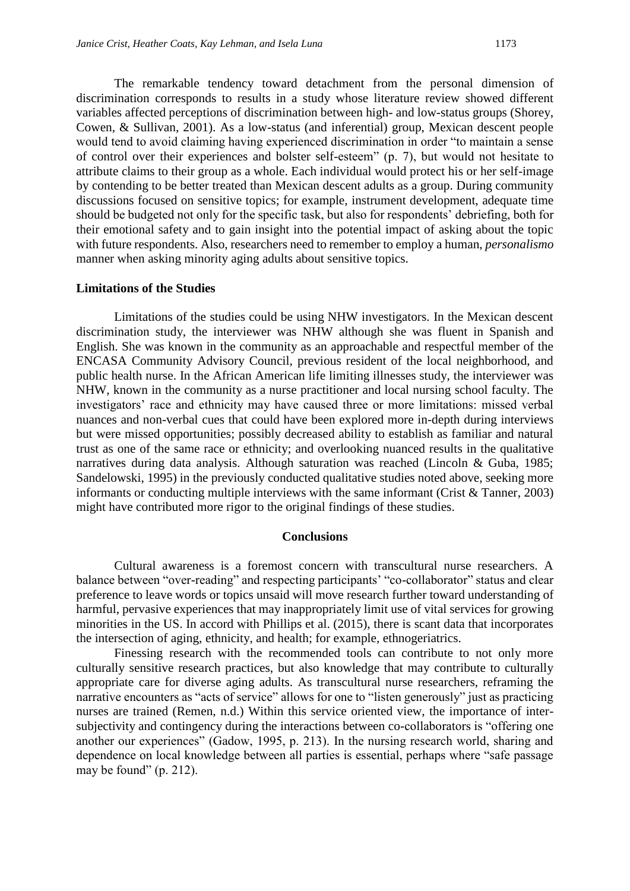The remarkable tendency toward detachment from the personal dimension of discrimination corresponds to results in a study whose literature review showed different variables affected perceptions of discrimination between high- and low-status groups (Shorey, Cowen, & Sullivan, 2001). As a low-status (and inferential) group, Mexican descent people would tend to avoid claiming having experienced discrimination in order "to maintain a sense of control over their experiences and bolster self-esteem" (p. 7), but would not hesitate to attribute claims to their group as a whole. Each individual would protect his or her self-image by contending to be better treated than Mexican descent adults as a group. During community discussions focused on sensitive topics; for example, instrument development, adequate time should be budgeted not only for the specific task, but also for respondents' debriefing, both for their emotional safety and to gain insight into the potential impact of asking about the topic with future respondents. Also, researchers need to remember to employ a human, *personalismo* manner when asking minority aging adults about sensitive topics.

### Limitations of the Studies

Limitations of the studies could be using NHW investigators. In the Mexican descent discrimination study, the interviewer was NHW although she was fluent in Spanish and English. She was known in the community as an approachable and respectful member of the ENCASA Community Advisory Council, previous resident of the local neighborhood, and public health nurse. In the African American life limiting illnesses study, the interviewer was NHW, known in the community as a nurse practitioner and local nursing school faculty. The investigators' race and ethnicity may have caused three or more limitations: missed verbal nuances and non-verbal cues that could have been explored more in-depth during interviews but were missed opportunities; possibly decreased ability to establish as familiar and natural trust as one of the same race or ethnicity; and overlooking nuanced results in the qualitative narratives during data analysis. Although saturation was reached (Lincoln & Guba, 1985; Sandelowski, 1995) in the previously conducted qualitative studies noted above, seeking more informants or conducting multiple interviews with the same informant (Crist & Tanner, 2003) might have contributed more rigor to the original findings of these studies.

## Conclusions

Cultural awareness is a foremost concern with transcultural nurse researchers. A balance between "over-reading" and respecting participants' "co-collaborator" status and clear preference to leave words or topics unsaid will move research further toward understanding of harmful, pervasive experiences that may inappropriately limit use of vital services for growing minorities in the US. In accord with Phillips et al. (2015), there is scant data that incorporates the intersection of aging, ethnicity, and health; for example, ethnogeriatrics.

Finessing research with the recommended tools can contribute to not only more culturally sensitive research practices, but also knowledge that may contribute to culturally appropriate care for diverse aging adults. As transcultural nurse researchers, reframing the narrative encounters as "acts of service" allows for one to "listen generously" just as practicing nurses are trained (Remen, n.d.) Within this service oriented view, the importance of inter-subjectivity and contingency during the interactions between co-collaborators is "offering one another our experiences" (Gadow, 1995, p. 213). In the nursing research world, sharing and dependence on local knowledge between all parties is essential, perhaps where "safe passage may be found" (p. 212).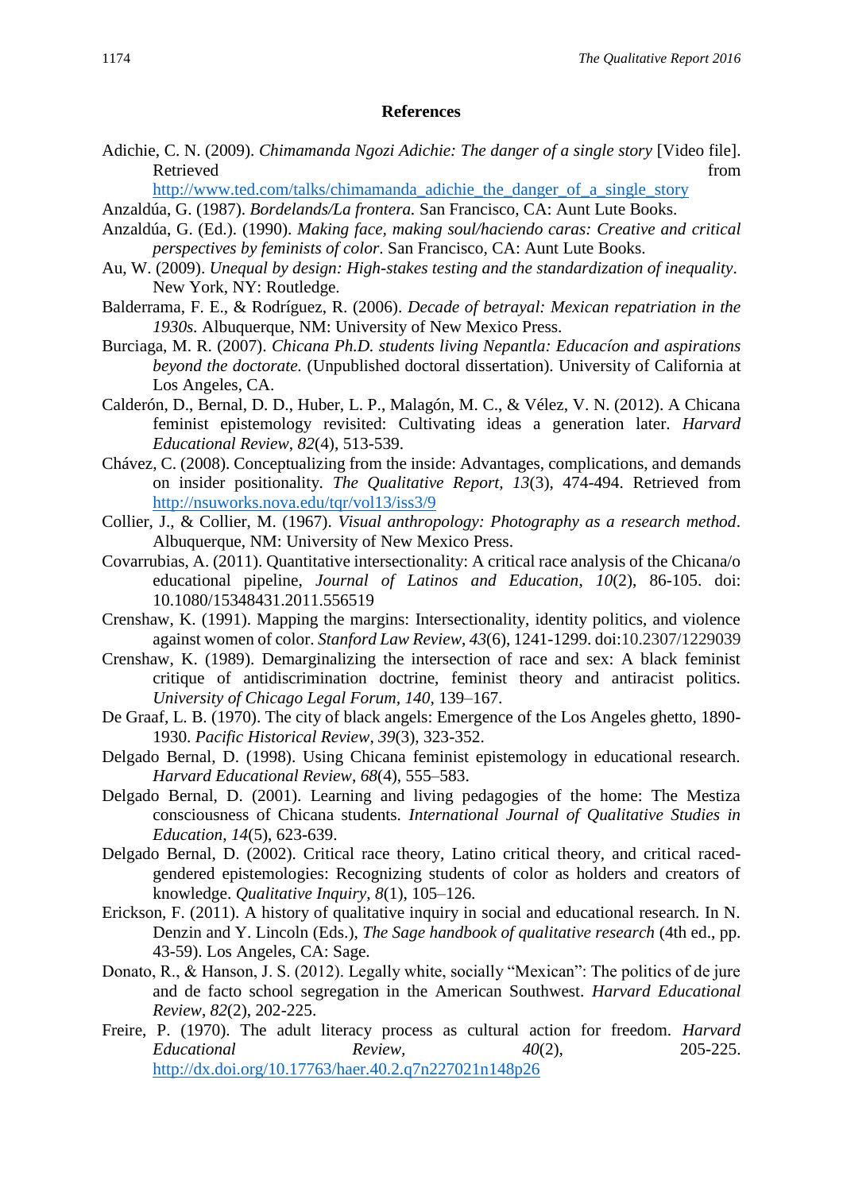## References

Adichie, C. N. (2009). *Chimamanda Ngozi Adichie: The danger of a single story* [Video file]. Retrieved from http://www.ted.com/talks/chimamanda_adichie_the_danger_of_a_single_story

Anzaldúa, G. (1987). *Bordelands/La frontera.* San Francisco, CA: Aunt Lute Books.

Anzaldúa, G. (Ed.). (1990). *Making face, making soul/haciendo caras: Creative and critical perspectives by feminists of color*. San Francisco, CA: Aunt Lute Books.

Au, W. (2009). *Unequal by design: High-stakes testing and the standardization of inequality*. New York, NY: Routledge.

Balderrama, F. E., & Rodríguez, R. (2006). *Decade of betrayal: Mexican repatriation in the 1930s.* Albuquerque, NM: University of New Mexico Press.

Burciaga, M. R. (2007). *Chicana Ph.D. students living Nepantla: Educacíon and aspirations beyond the doctorate.* (Unpublished doctoral dissertation). University of California at Los Angeles, CA.

Calderón, D., Bernal, D. D., Huber, L. P., Malagón, M. C., & Vélez, V. N. (2012). A Chicana feminist epistemology revisited: Cultivating ideas a generation later. *Harvard Educational Review*, *82*(4), 513-539.

Chávez, C. (2008). Conceptualizing from the inside: Advantages, complications, and demands on insider positionality. *The Qualitative Report*, *13*(3), 474-494. Retrieved from http://nsuworks.nova.edu/tqr/vol13/iss3/9

Collier, J., & Collier, M. (1967). *Visual anthropology: Photography as a research method*. Albuquerque, NM: University of New Mexico Press.

Covarrubias, A. (2011). Quantitative intersectionality: A critical race analysis of the Chicana/o educational pipeline, *Journal of Latinos and Education*, *10*(2), 86-105. doi: 10.1080/15348431.2011.556519

Crenshaw, K. (1991). Mapping the margins: Intersectionality, identity politics, and violence against women of color. *Stanford Law Review*, *43*(6), 1241-1299. doi:10.2307/1229039

Crenshaw, K. (1989). Demarginalizing the intersection of race and sex: A black feminist critique of antidiscrimination doctrine, feminist theory and antiracist politics. *University of Chicago Legal Forum*, *140*, 139–167.

De Graaf, L. B. (1970). The city of black angels: Emergence of the Los Angeles ghetto, 1890-1930. *Pacific Historical Review*, *39*(3), 323-352.

Delgado Bernal, D. (1998). Using Chicana feminist epistemology in educational research. *Harvard Educational Review*, *68*(4), 555–583.

Delgado Bernal, D. (2001). Learning and living pedagogies of the home: The Mestiza consciousness of Chicana students. *International Journal of Qualitative Studies in Education*, *14*(5), 623-639.

Delgado Bernal, D. (2002). Critical race theory, Latino critical theory, and critical raced-gendered epistemologies: Recognizing students of color as holders and creators of knowledge. *Qualitative Inquiry*, *8*(1), 105–126.

Erickson, F. (2011). A history of qualitative inquiry in social and educational research. In N. Denzin and Y. Lincoln (Eds.), *The Sage handbook of qualitative research* (4th ed., pp. 43-59). Los Angeles, CA: Sage.

Donato, R., & Hanson, J. S. (2012). Legally white, socially "Mexican": The politics of de jure and de facto school segregation in the American Southwest. *Harvard Educational Review*, *82*(2), 202-225.

Freire, P. (1970). The adult literacy process as cultural action for freedom. *Harvard Educational Review*, *40*(2), 205-225. http://dx.doi.org/10.17763/haer.40.2.q7n227021n148p26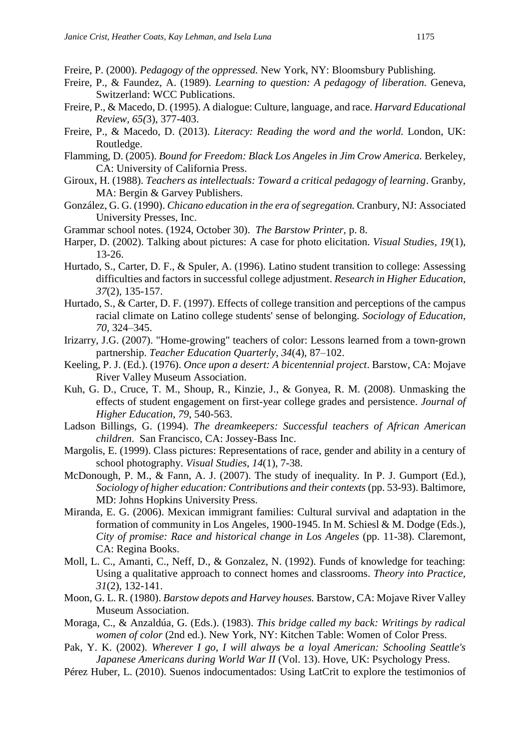Freire, P. (2000). *Pedagogy of the oppressed.* New York, NY: Bloomsbury Publishing.

Freire, P., & Faundez, A. (1989). *Learning to question: A pedagogy of liberation.* Geneva, Switzerland: WCC Publications.

Freire, P., & Macedo, D. (1995). A dialogue: Culture, language, and race. *Harvard Educational Review, 65(*3), 377-403.

Freire, P., & Macedo, D. (2013). *Literacy: Reading the word and the world.* London, UK: Routledge.

Flamming, D. (2005). *Bound for Freedom: Black Los Angeles in Jim Crow America.* Berkeley, CA: University of California Press.

Giroux, H. (1988). *Teachers as intellectuals: Toward a critical pedagogy of learning*. Granby, MA: Bergin & Garvey Publishers.

González, G. G. (1990). *Chicano education in the era of segregation.* Cranbury, NJ: Associated University Presses, Inc.

Grammar school notes. (1924, October 30). *The Barstow Printer*, p. 8.

Harper, D. (2002). Talking about pictures: A case for photo elicitation. *Visual Studies, 19*(1), 13-26.

Hurtado, S., Carter, D. F., & Spuler, A. (1996). Latino student transition to college: Assessing difficulties and factors in successful college adjustment. *Research in Higher Education*, *37*(2), 135-157.

Hurtado, S., & Carter, D. F. (1997). Effects of college transition and perceptions of the campus racial climate on Latino college students' sense of belonging. *Sociology of Education, 70,* 324–345.

Irizarry, J.G. (2007). "Home-growing" teachers of color: Lessons learned from a town-grown partnership. *Teacher Education Quarterly*, *34*(4), 87–102.

Keeling, P. J. (Ed.). (1976). *Once upon a desert: A bicentennial project*. Barstow, CA: Mojave River Valley Museum Association.

Kuh, G. D., Cruce, T. M., Shoup, R., Kinzie, J., & Gonyea, R. M. (2008). Unmasking the effects of student engagement on first-year college grades and persistence. *Journal of Higher Education*, *79*, 540-563.

Ladson Billings, G. (1994). *The dreamkeepers: Successful teachers of African American children*. San Francisco, CA: Jossey-Bass Inc.

Margolis, E. (1999). Class pictures: Representations of race, gender and ability in a century of school photography. *Visual Studies*, *14*(1), 7-38.

McDonough, P. M., & Fann, A. J. (2007). The study of inequality. In P. J. Gumport (Ed.), *Sociology of higher education: Contributions and their contexts* (pp. 53-93). Baltimore, MD: Johns Hopkins University Press.

Miranda, E. G. (2006). Mexican immigrant families: Cultural survival and adaptation in the formation of community in Los Angeles, 1900-1945. In M. Schiesl & M. Dodge (Eds.), *City of promise: Race and historical change in Los Angeles* (pp. 11-38). Claremont, CA: Regina Books.

Moll, L. C., Amanti, C., Neff, D., & Gonzalez, N. (1992). Funds of knowledge for teaching: Using a qualitative approach to connect homes and classrooms. *Theory into Practice, 31*(2), 132-141.

Moon, G. L. R. (1980). *Barstow depots and Harvey houses.* Barstow, CA: Mojave River Valley Museum Association.

Moraga, C., & Anzaldúa, G. (Eds.). (1983). *This bridge called my back: Writings by radical women of color* (2nd ed.). New York, NY: Kitchen Table: Women of Color Press.

Pak, Y. K. (2002). *Wherever I go, I will always be a loyal American: Schooling Seattle's Japanese Americans during World War II* (Vol. 13). Hove, UK: Psychology Press.

Pérez Huber, L. (2010). Suenos indocumentados: Using LatCrit to explore the testimonios of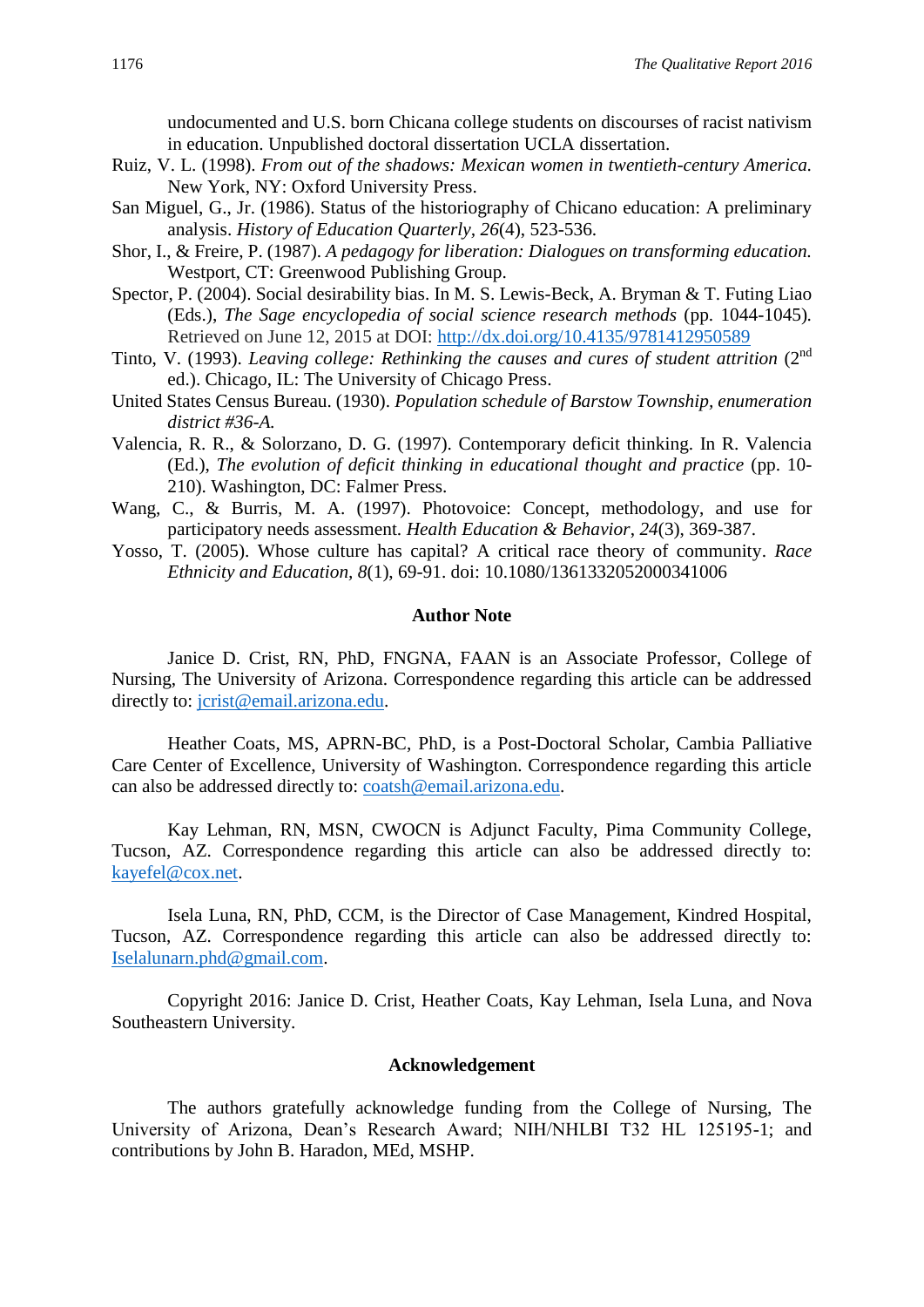undocumented and U.S. born Chicana college students on discourses of racist nativism in education. Unpublished doctoral dissertation UCLA dissertation.

Ruiz, V. L. (1998). *From out of the shadows: Mexican women in twentieth-century America.* New York, NY: Oxford University Press.

San Miguel, G., Jr. (1986). Status of the historiography of Chicano education: A preliminary analysis. *History of Education Quarterly*, *26*(4), 523-536.

Shor, I., & Freire, P. (1987). *A pedagogy for liberation: Dialogues on transforming education.* Westport, CT: Greenwood Publishing Group.

Spector, P. (2004). Social desirability bias. In M. S. Lewis-Beck, A. Bryman & T. Futing Liao (Eds.), *The Sage encyclopedia of social science research methods* (pp. 1044-1045). Retrieved on June 12, 2015 at DOI: http://dx.doi.org/10.4135/9781412950589

Tinto, V. (1993). *Leaving college: Rethinking the causes and cures of student attrition* (2nd ed.). Chicago, IL: The University of Chicago Press.

United States Census Bureau. (1930). *Population schedule of Barstow Township, enumeration district #36-A.*

Valencia, R. R., & Solorzano, D. G. (1997). Contemporary deficit thinking. In R. Valencia (Ed.), *The evolution of deficit thinking in educational thought and practice* (pp. 10-210). Washington, DC: Falmer Press.

Wang, C., & Burris, M. A. (1997). Photovoice: Concept, methodology, and use for participatory needs assessment. *Health Education & Behavior*, *24*(3), 369-387.

Yosso, T. (2005). Whose culture has capital? A critical race theory of community. *Race Ethnicity and Education, 8*(1), 69-91. doi: 10.1080/1361332052000341006

## Author Note

Janice D. Crist, RN, PhD, FNGNA, FAAN is an Associate Professor, College of Nursing, The University of Arizona. Correspondence regarding this article can be addressed directly to: jcrist@email.arizona.edu.

Heather Coats, MS, APRN-BC, PhD, is a Post-Doctoral Scholar, Cambia Palliative Care Center of Excellence, University of Washington. Correspondence regarding this article can also be addressed directly to: coatsh@email.arizona.edu.

Kay Lehman, RN, MSN, CWOCN is Adjunct Faculty, Pima Community College, Tucson, AZ. Correspondence regarding this article can also be addressed directly to: kayefel@cox.net.

Isela Luna, RN, PhD, CCM, is the Director of Case Management, Kindred Hospital, Tucson, AZ. Correspondence regarding this article can also be addressed directly to: Iselalunarn.phd@gmail.com.

Copyright 2016: Janice D. Crist, Heather Coats, Kay Lehman, Isela Luna, and Nova Southeastern University.

## Acknowledgement

The authors gratefully acknowledge funding from the College of Nursing, The University of Arizona, Dean's Research Award; NIH/NHLBI T32 HL 125195-1; and contributions by John B. Haradon, MEd, MSHP.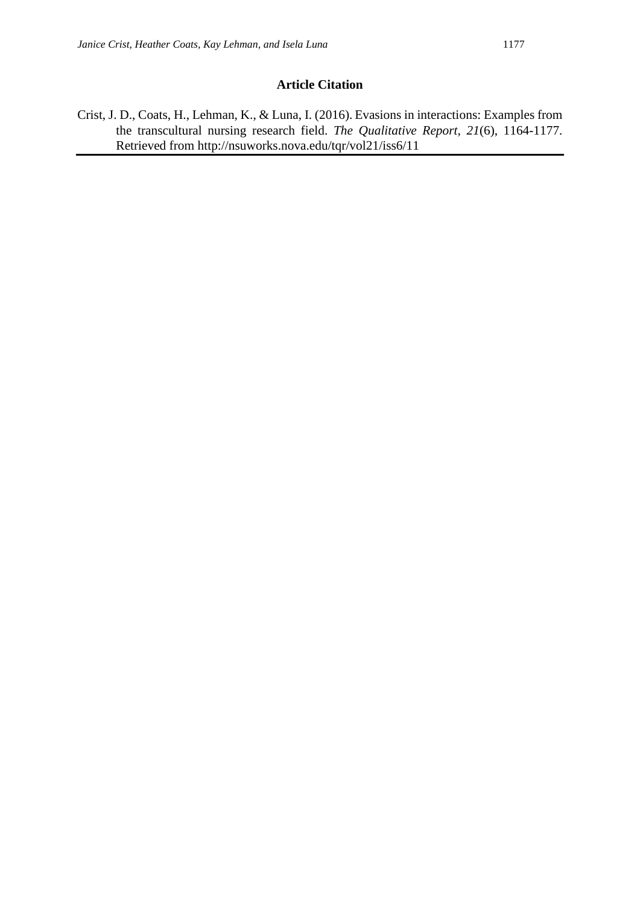## Article Citation

Crist, J. D., Coats, H., Lehman, K., & Luna, I. (2016). Evasions in interactions: Examples from the transcultural nursing research field. *The Qualitative Report, 21*(6), 1164-1177. Retrieved from http://nsuworks.nova.edu/tqr/vol21/iss6/11